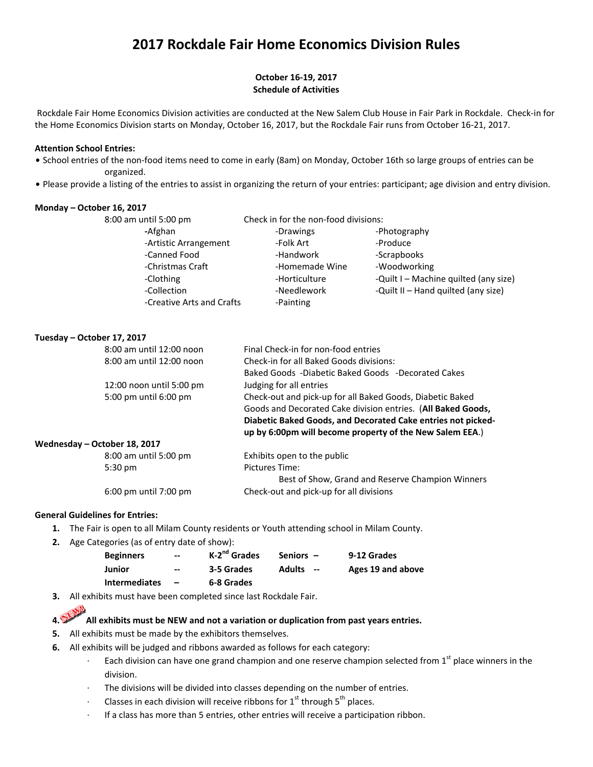# 2017 Rockdale Fair Home Economics Division Rules

**October 16-19, 2017**
**Schedule of Activities**

Rockdale Fair Home Economics Division activities are conducted at the New Salem Club House in Fair Park in Rockdale. Check-in for the Home Economics Division starts on Monday, October 16, 2017, but the Rockdale Fair runs from October 16-21, 2017.

**Attention School Entries:**

- School entries of the non-food items need to come in early (8am) on Monday, October 16th so large groups of entries can be organized.
- Please provide a listing of the entries to assist in organizing the return of your entries: participant; age division and entry division.

**Monday – October 16, 2017**

8:00 am until 5:00 pm — Check in for the non-food divisions:

| | | |
|---|---|---|
| -Afghan | -Drawings | -Photography |
| -Artistic Arrangement | -Folk Art | -Produce |
| -Canned Food | -Handwork | -Scrapbooks |
| -Christmas Craft | -Homemade Wine | -Woodworking |
| -Clothing | -Horticulture | -Quilt I – Machine quilted (any size) |
| -Collection | -Needlework | -Quilt II – Hand quilted (any size) |
| -Creative Arts and Crafts | -Painting | |

**Tuesday – October 17, 2017**

| | |
|---|---|
| 8:00 am until 12:00 noon | Final Check-in for non-food entries |
| 8:00 am until 12:00 noon | Check-in for all Baked Goods divisions: Baked Goods -Diabetic Baked Goods -Decorated Cakes |
| 12:00 noon until 5:00 pm | Judging for all entries |
| 5:00 pm until 6:00 pm | Check-out and pick-up for all Baked Goods, Diabetic Baked Goods and Decorated Cake division entries. (**All Baked Goods, Diabetic Baked Goods, and Decorated Cake entries not picked-up by 6:00pm will become property of the New Salem EEA**.) |

**Wednesday – October 18, 2017**

| | |
|---|---|
| 8:00 am until 5:00 pm | Exhibits open to the public |
| 5:30 pm | Pictures Time: Best of Show, Grand and Reserve Champion Winners |
| 6:00 pm until 7:00 pm | Check-out and pick-up for all divisions |

**General Guidelines for Entries:**

1. The Fair is open to all Milam County residents or Youth attending school in Milam County.
2. Age Categories (as of entry date of show):

   | | | | |
   |---|---|---|---|
   | **Beginners --** | **K-2nd Grades** | **Seniors –** | **9-12 Grades** |
   | **Junior --** | **3-5 Grades** | **Adults --** | **Ages 19 and above** |
   | **Intermediates –** | **6-8 Grades** | | |

3. All exhibits must have been completed since last Rockdale Fair.
4. NEW! **All exhibits must be NEW and not a variation or duplication from past years entries.**
5. All exhibits must be made by the exhibitors themselves.
6. All exhibits will be judged and ribbons awarded as follows for each category:
   - Each division can have one grand champion and one reserve champion selected from 1st place winners in the division.
   - The divisions will be divided into classes depending on the number of entries.
   - Classes in each division will receive ribbons for 1st through 5th places.
   - If a class has more than 5 entries, other entries will receive a participation ribbon.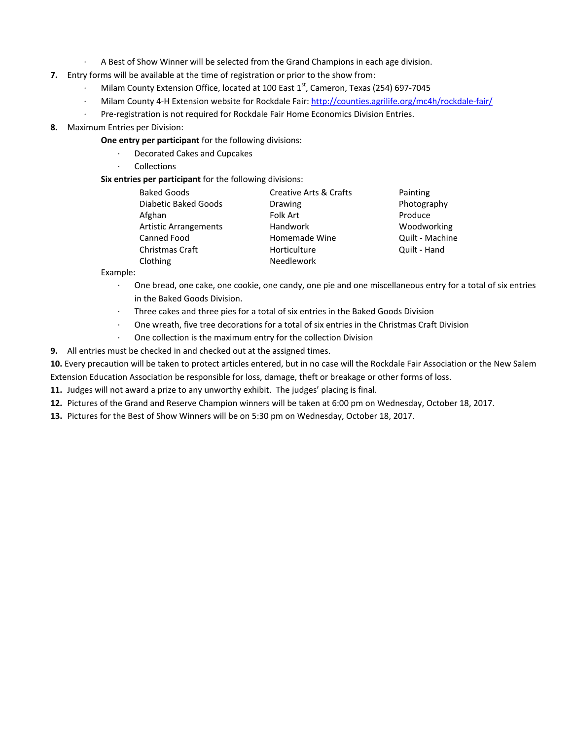- A Best of Show Winner will be selected from the Grand Champions in each age division.

**7.** Entry forms will be available at the time of registration or prior to the show from:
- Milam County Extension Office, located at 100 East 1st, Cameron, Texas (254) 697-7045
- Milam County 4-H Extension website for Rockdale Fair: http://counties.agrilife.org/mc4h/rockdale-fair/
- Pre-registration is not required for Rockdale Fair Home Economics Division Entries.

**8.** Maximum Entries per Division:

**One entry per participant** for the following divisions:
- Decorated Cakes and Cupcakes
- Collections

**Six entries per participant** for the following divisions:

| | | |
|---|---|---|
| Baked Goods | Creative Arts & Crafts | Painting |
| Diabetic Baked Goods | Drawing | Photography |
| Afghan | Folk Art | Produce |
| Artistic Arrangements | Handwork | Woodworking |
| Canned Food | Homemade Wine | Quilt - Machine |
| Christmas Craft | Horticulture | Quilt - Hand |
| Clothing | Needlework | |

Example:
- One bread, one cake, one cookie, one candy, one pie and one miscellaneous entry for a total of six entries in the Baked Goods Division.
- Three cakes and three pies for a total of six entries in the Baked Goods Division
- One wreath, five tree decorations for a total of six entries in the Christmas Craft Division
- One collection is the maximum entry for the collection Division

**9.** All entries must be checked in and checked out at the assigned times.

**10.** Every precaution will be taken to protect articles entered, but in no case will the Rockdale Fair Association or the New Salem Extension Education Association be responsible for loss, damage, theft or breakage or other forms of loss.

**11.** Judges will not award a prize to any unworthy exhibit. The judges' placing is final.

**12.** Pictures of the Grand and Reserve Champion winners will be taken at 6:00 pm on Wednesday, October 18, 2017.

**13.** Pictures for the Best of Show Winners will be on 5:30 pm on Wednesday, October 18, 2017.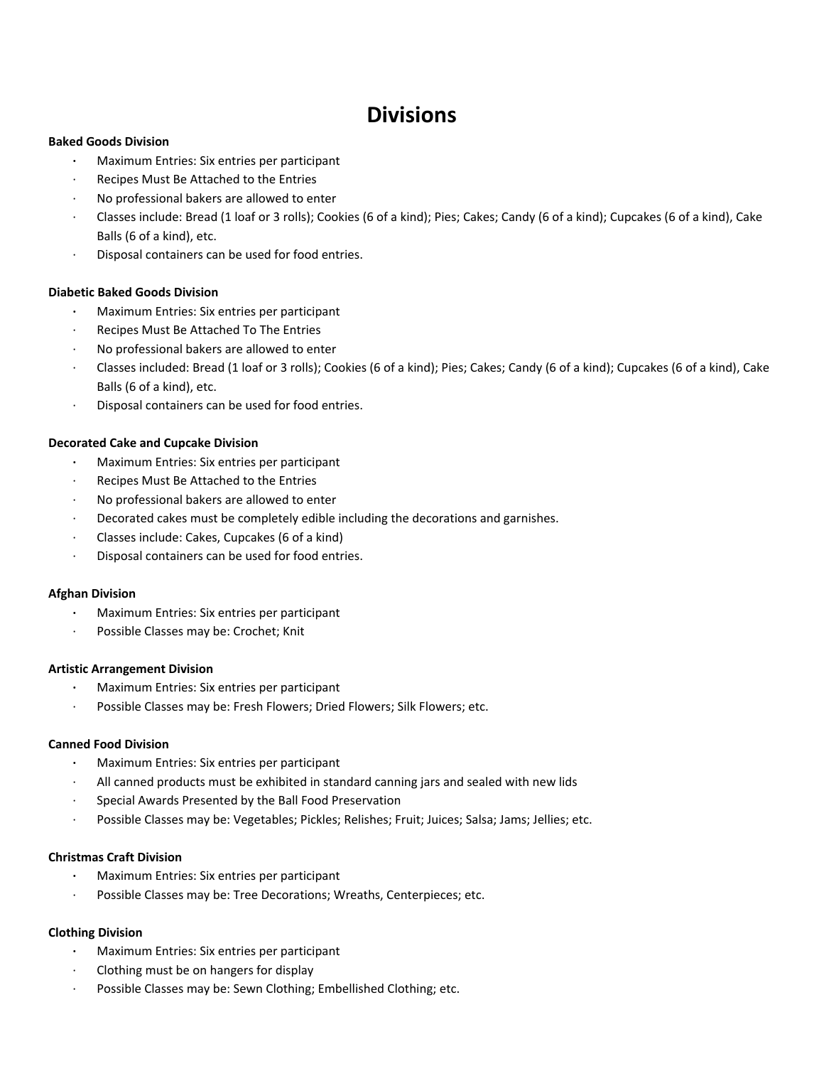# Divisions

**Baked Goods Division**

- Maximum Entries: Six entries per participant
- Recipes Must Be Attached to the Entries
- No professional bakers are allowed to enter
- Classes include: Bread (1 loaf or 3 rolls); Cookies (6 of a kind); Pies; Cakes; Candy (6 of a kind); Cupcakes (6 of a kind), Cake Balls (6 of a kind), etc.
- Disposal containers can be used for food entries.

**Diabetic Baked Goods Division**

- Maximum Entries: Six entries per participant
- Recipes Must Be Attached To The Entries
- No professional bakers are allowed to enter
- Classes included: Bread (1 loaf or 3 rolls); Cookies (6 of a kind); Pies; Cakes; Candy (6 of a kind); Cupcakes (6 of a kind), Cake Balls (6 of a kind), etc.
- Disposal containers can be used for food entries.

**Decorated Cake and Cupcake Division**

- Maximum Entries: Six entries per participant
- Recipes Must Be Attached to the Entries
- No professional bakers are allowed to enter
- Decorated cakes must be completely edible including the decorations and garnishes.
- Classes include: Cakes, Cupcakes (6 of a kind)
- Disposal containers can be used for food entries.

**Afghan Division**

- Maximum Entries: Six entries per participant
- Possible Classes may be: Crochet; Knit

**Artistic Arrangement Division**

- Maximum Entries: Six entries per participant
- Possible Classes may be: Fresh Flowers; Dried Flowers; Silk Flowers; etc.

**Canned Food Division**

- Maximum Entries: Six entries per participant
- All canned products must be exhibited in standard canning jars and sealed with new lids
- Special Awards Presented by the Ball Food Preservation
- Possible Classes may be: Vegetables; Pickles; Relishes; Fruit; Juices; Salsa; Jams; Jellies; etc.

**Christmas Craft Division**

- Maximum Entries: Six entries per participant
- Possible Classes may be: Tree Decorations; Wreaths, Centerpieces; etc.

**Clothing Division**

- Maximum Entries: Six entries per participant
- Clothing must be on hangers for display
- Possible Classes may be: Sewn Clothing; Embellished Clothing; etc.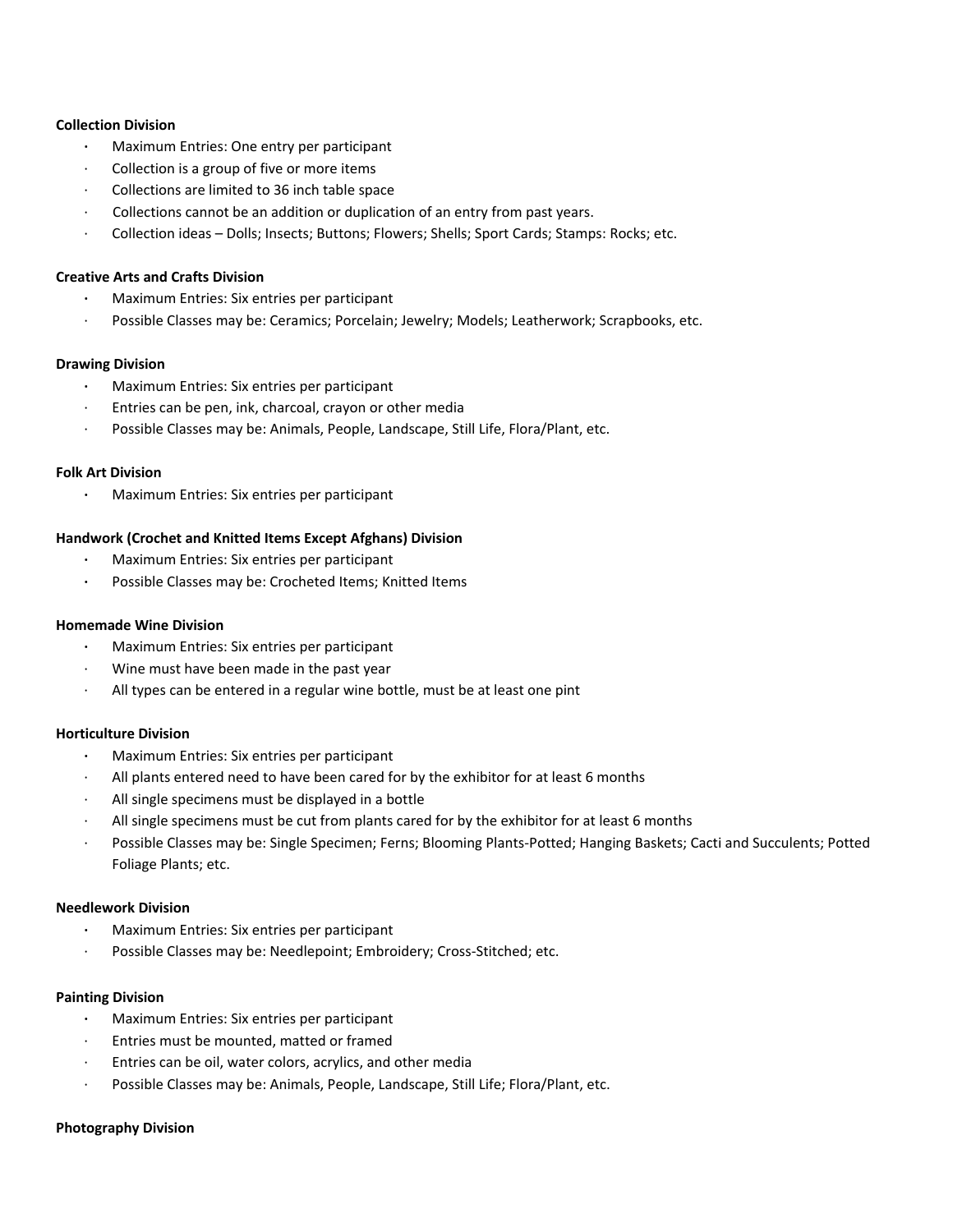**Collection Division**

- Maximum Entries: One entry per participant
- Collection is a group of five or more items
- Collections are limited to 36 inch table space
- Collections cannot be an addition or duplication of an entry from past years.
- Collection ideas – Dolls; Insects; Buttons; Flowers; Shells; Sport Cards; Stamps: Rocks; etc.

**Creative Arts and Crafts Division**

- Maximum Entries: Six entries per participant
- Possible Classes may be: Ceramics; Porcelain; Jewelry; Models; Leatherwork; Scrapbooks, etc.

**Drawing Division**

- Maximum Entries: Six entries per participant
- Entries can be pen, ink, charcoal, crayon or other media
- Possible Classes may be: Animals, People, Landscape, Still Life, Flora/Plant, etc.

**Folk Art Division**

- Maximum Entries: Six entries per participant

**Handwork (Crochet and Knitted Items Except Afghans) Division**

- Maximum Entries: Six entries per participant
- Possible Classes may be: Crocheted Items; Knitted Items

**Homemade Wine Division**

- Maximum Entries: Six entries per participant
- Wine must have been made in the past year
- All types can be entered in a regular wine bottle, must be at least one pint

**Horticulture Division**

- Maximum Entries: Six entries per participant
- All plants entered need to have been cared for by the exhibitor for at least 6 months
- All single specimens must be displayed in a bottle
- All single specimens must be cut from plants cared for by the exhibitor for at least 6 months
- Possible Classes may be: Single Specimen; Ferns; Blooming Plants-Potted; Hanging Baskets; Cacti and Succulents; Potted Foliage Plants; etc.

**Needlework Division**

- Maximum Entries: Six entries per participant
- Possible Classes may be: Needlepoint; Embroidery; Cross-Stitched; etc.

**Painting Division**

- Maximum Entries: Six entries per participant
- Entries must be mounted, matted or framed
- Entries can be oil, water colors, acrylics, and other media
- Possible Classes may be: Animals, People, Landscape, Still Life; Flora/Plant, etc.

**Photography Division**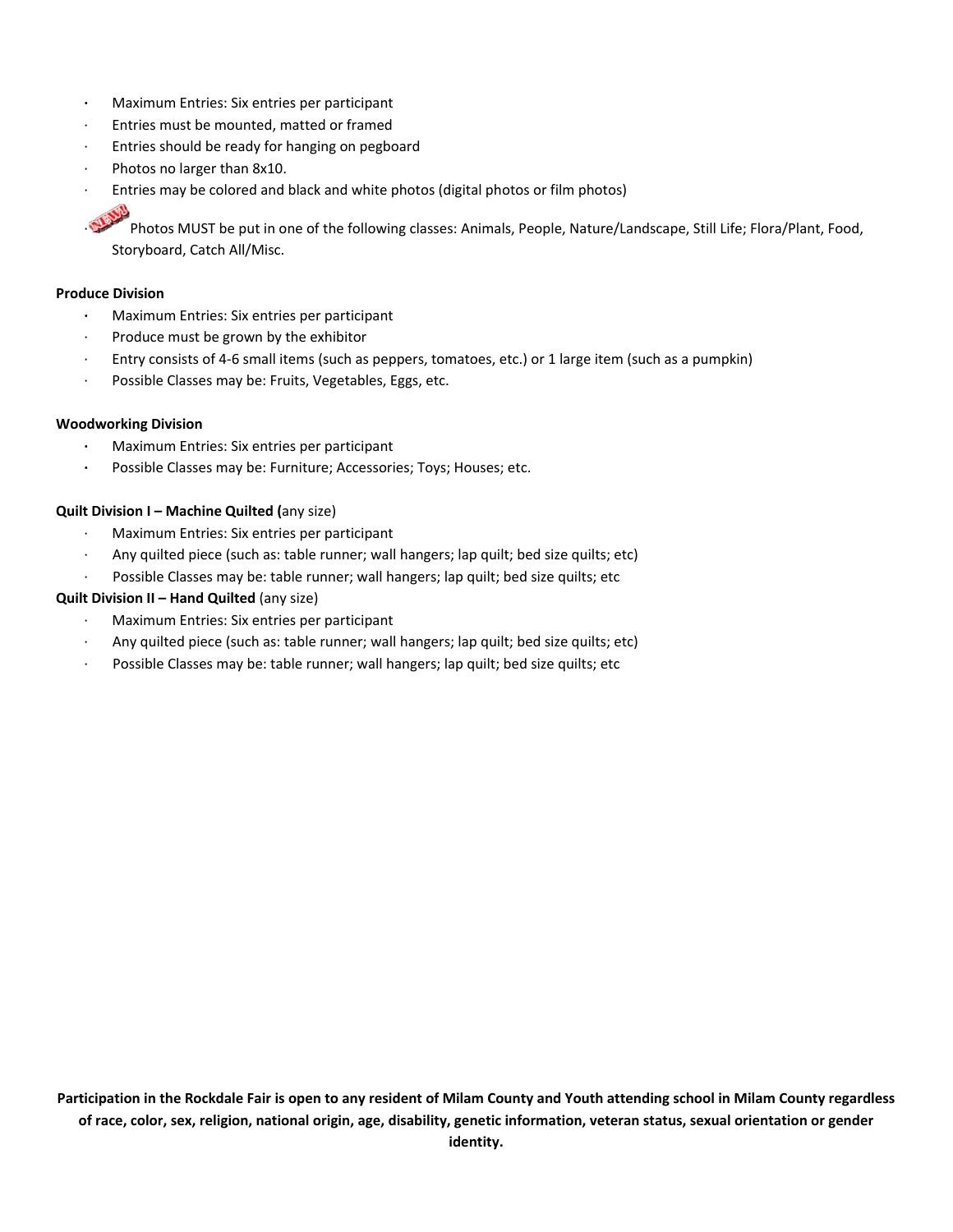- Maximum Entries: Six entries per participant
- Entries must be mounted, matted or framed
- Entries should be ready for hanging on pegboard
- Photos no larger than 8x10.
- Entries may be colored and black and white photos (digital photos or film photos)
- Photos MUST be put in one of the following classes: Animals, People, Nature/Landscape, Still Life; Flora/Plant, Food, Storyboard, Catch All/Misc.

**Produce Division**

- Maximum Entries: Six entries per participant
- Produce must be grown by the exhibitor
- Entry consists of 4-6 small items (such as peppers, tomatoes, etc.) or 1 large item (such as a pumpkin)
- Possible Classes may be: Fruits, Vegetables, Eggs, etc.

**Woodworking Division**

- Maximum Entries: Six entries per participant
- Possible Classes may be: Furniture; Accessories; Toys; Houses; etc.

**Quilt Division I – Machine Quilted (**any size)

- Maximum Entries: Six entries per participant
- Any quilted piece (such as: table runner; wall hangers; lap quilt; bed size quilts; etc)
- Possible Classes may be: table runner; wall hangers; lap quilt; bed size quilts; etc

**Quilt Division II – Hand Quilted** (any size)

- Maximum Entries: Six entries per participant
- Any quilted piece (such as: table runner; wall hangers; lap quilt; bed size quilts; etc)
- Possible Classes may be: table runner; wall hangers; lap quilt; bed size quilts; etc

**Participation in the Rockdale Fair is open to any resident of Milam County and Youth attending school in Milam County regardless of race, color, sex, religion, national origin, age, disability, genetic information, veteran status, sexual orientation or gender identity.**